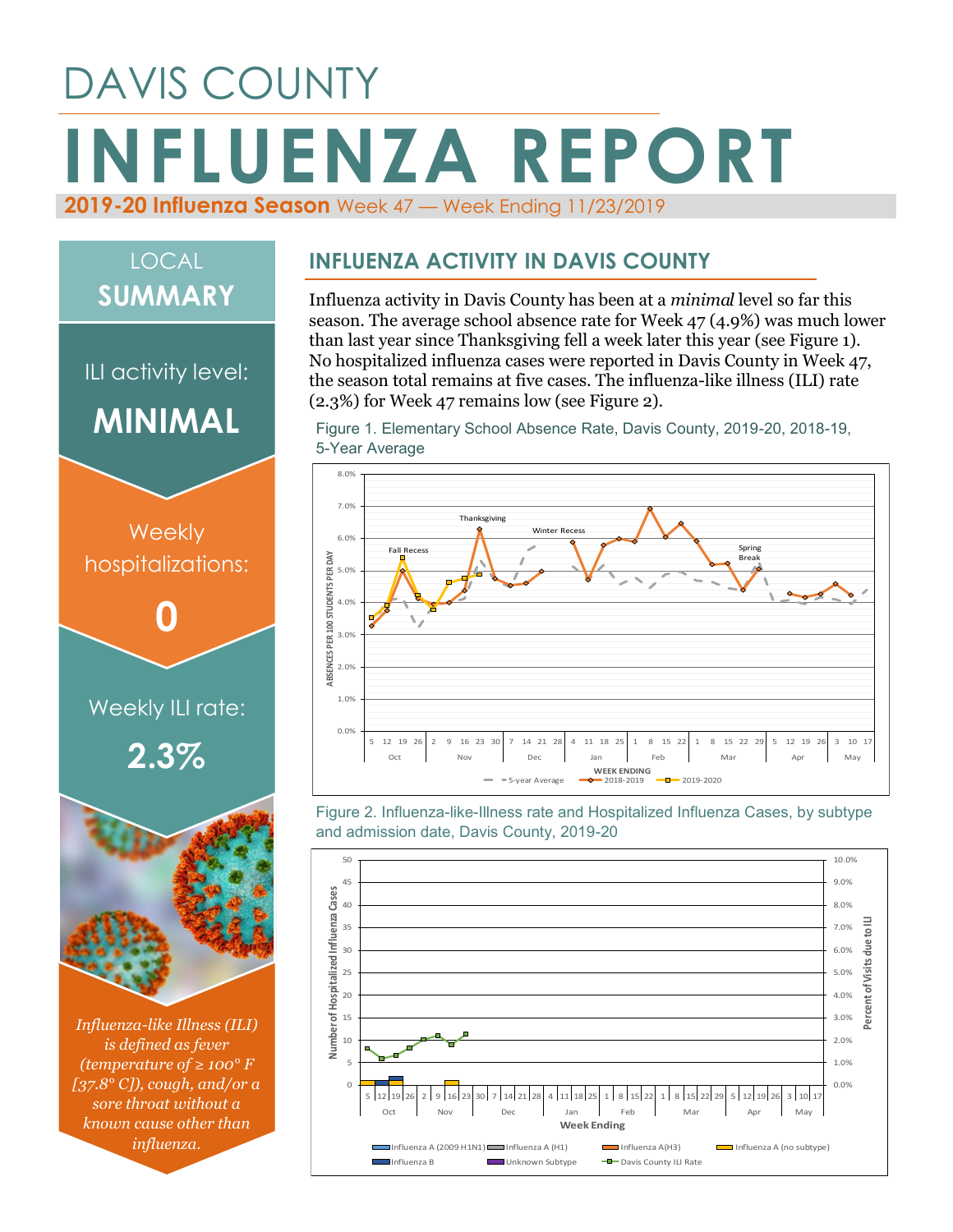# DAVIS COUNTY

# INFLUENZA REPORT

**2019-20 Influenza Season** Week 47 — Week Ending 11/23/2019

## LOCAL SUMMARY

ILI activity level:

**MINIMAL**

Weekly hospitalizations:

**0**

Weekly ILI rate:

**2.3%**

*Influenza-like Illness (ILI) is defined as fever (temperature of ≥ 100° F [37.8° C]), cough, and/or a sore throat without a known cause other than influenza.*

## INFLUENZA ACTIVITY IN DAVIS COUNTY

Influenza activity in Davis County has been at a *minimal* level so far this season. The average school absence rate for Week 47 (4.9%) was much lower than last year since Thanksgiving fell a week later this year (see Figure 1). No hospitalized influenza cases were reported in Davis County in Week 47, the season total remains at five cases. The influenza-like illness (ILI) rate (2.3%) for Week 47 remains low (see Figure 2).

Figure 1. Elementary School Absence Rate, Davis County, 2019-20, 2018-19, 5-Year Average

Figure 2. Influenza-like-Illness rate and Hospitalized Influenza Cases, by subtype and admission date, Davis County, 2019-20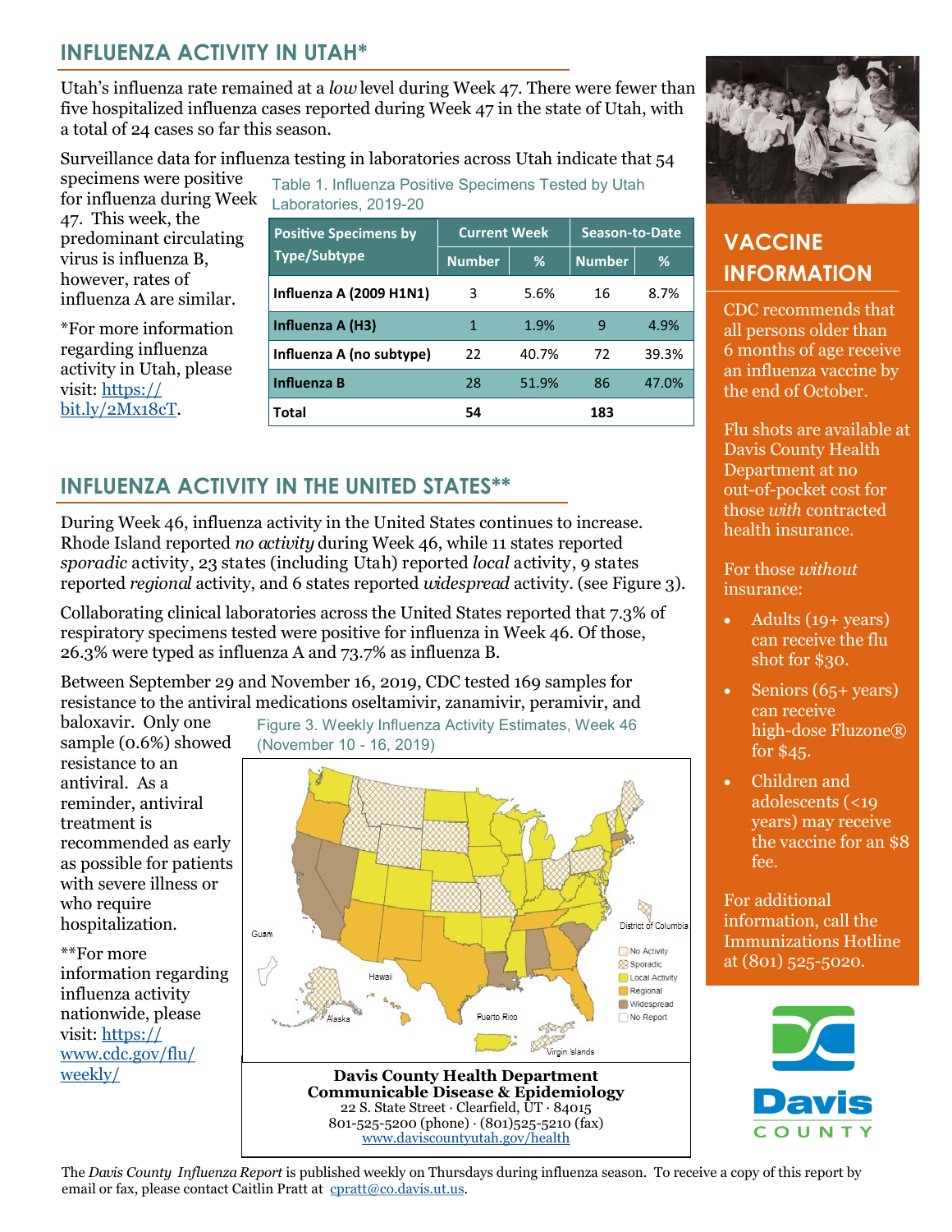## INFLUENZA ACTIVITY IN UTAH*

Utah's influenza rate remained at a *low* level during Week 47. There were fewer than five hospitalized influenza cases reported during Week 47 in the state of Utah, with a total of 24 cases so far this season.

Surveillance data for influenza testing in laboratories across Utah indicate that 54 specimens were positive for influenza during Week 47. This week, the predominant circulating virus is influenza B, however, rates of influenza A are similar.

*For more information regarding influenza activity in Utah, please visit: https://bit.ly/2Mx18cT.

Table 1. Influenza Positive Specimens Tested by Utah Laboratories, 2019-20

| Positive Specimens by Type/Subtype | Current Week | | Season-to-Date | |
|---|---|---|---|---|
| | Number | % | Number | % |
| Influenza A (2009 H1N1) | 3 | 5.6% | 16 | 8.7% |
| Influenza A (H3) | 1 | 1.9% | 9 | 4.9% |
| Influenza A (no subtype) | 22 | 40.7% | 72 | 39.3% |
| Influenza B | 28 | 51.9% | 86 | 47.0% |
| Total | 54 | | 183 | |

## INFLUENZA ACTIVITY IN THE UNITED STATES**

During Week 46, influenza activity in the United States continues to increase. Rhode Island reported *no activity* during Week 46, while 11 states reported *sporadic* activity, 23 states (including Utah) reported *local* activity, 9 states reported *regional* activity, and 6 states reported *widespread* activity. (see Figure 3).

Collaborating clinical laboratories across the United States reported that 7.3% of respiratory specimens tested were positive for influenza in Week 46. Of those, 26.3% were typed as influenza A and 73.7% as influenza B.

Between September 29 and November 16, 2019, CDC tested 169 samples for resistance to the antiviral medications oseltamivir, zanamivir, peramivir, and baloxavir. Only one sample (0.6%) showed resistance to an antiviral. As a reminder, antiviral treatment is recommended as early as possible for patients with severe illness or who require hospitalization.

**For more information regarding influenza activity nationwide, please visit: https://www.cdc.gov/flu/weekly/

Figure 3. Weekly Influenza Activity Estimates, Week 46 (November 10 - 16, 2019)

Guam
Hawaii
Alaska
Puerto Rico
Virgin Islands
District of Columbia
No Activity
Sporadic
Local Activity
Regional
Widespread
No Report

**Davis County Health Department**
**Communicable Disease & Epidemiology**
22 S. State Street · Clearfield, UT · 84015
801-525-5200 (phone) · (801)525-5210 (fax)
www.daviscountyutah.gov/health

## VACCINE INFORMATION

CDC recommends that all persons older than 6 months of age receive an influenza vaccine by the end of October.

Flu shots are available at Davis County Health Department at no out-of-pocket cost for those *with* contracted health insurance.

For those *without* insurance:

- Adults (19+ years) can receive the flu shot for $30.
- Seniors (65+ years) can receive high-dose Fluzone® for $45.
- Children and adolescents (<19 years) may receive the vaccine for an $8 fee.

For additional information, call the Immunizations Hotline at (801) 525-5020.

Davis COUNTY

The *Davis County Influenza Report* is published weekly on Thursdays during influenza season. To receive a copy of this report by email or fax, please contact Caitlin Pratt at cpratt@co.davis.ut.us.